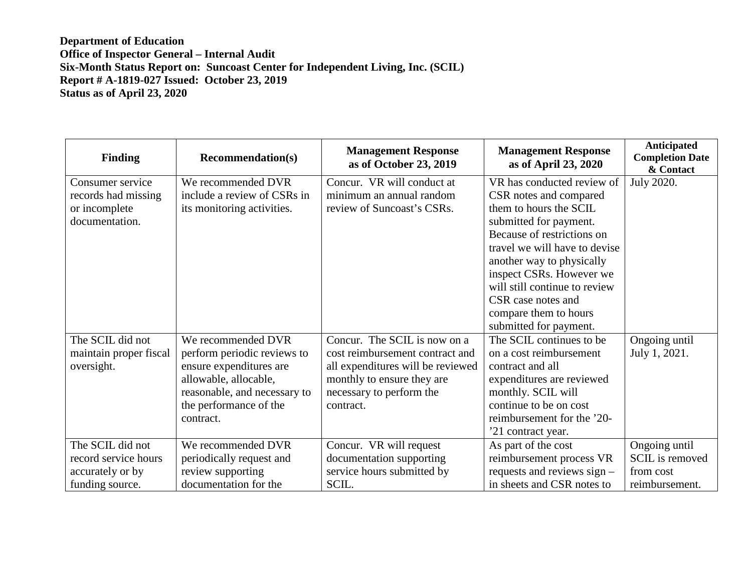**Department of Education**
**Office of Inspector General – Internal Audit**
**Six-Month Status Report on: Suncoast Center for Independent Living, Inc. (SCIL)**
**Report # A-1819-027 Issued: October 23, 2019**
**Status as of April 23, 2020**

| Finding | Recommendation(s) | Management Response as of October 23, 2019 | Management Response as of April 23, 2020 | Anticipated Completion Date & Contact |
|---|---|---|---|---|
| Consumer service records had missing or incomplete documentation. | We recommended DVR include a review of CSRs in its monitoring activities. | Concur. VR will conduct at minimum an annual random review of Suncoast's CSRs. | VR has conducted review of CSR notes and compared them to hours the SCIL submitted for payment. Because of restrictions on travel we will have to devise another way to physically inspect CSRs. However we will still continue to review CSR case notes and compare them to hours submitted for payment. | July 2020. |
| The SCIL did not maintain proper fiscal oversight. | We recommended DVR perform periodic reviews to ensure expenditures are allowable, allocable, reasonable, and necessary to the performance of the contract. | Concur. The SCIL is now on a cost reimbursement contract and all expenditures will be reviewed monthly to ensure they are necessary to perform the contract. | The SCIL continues to be on a cost reimbursement contract and all expenditures are reviewed monthly. SCIL will continue to be on cost reimbursement for the '20-'21 contract year. | Ongoing until July 1, 2021. |
| The SCIL did not record service hours accurately or by funding source. | We recommended DVR periodically request and review supporting documentation for the | Concur. VR will request documentation supporting service hours submitted by SCIL. | As part of the cost reimbursement process VR requests and reviews sign – in sheets and CSR notes to | Ongoing until SCIL is removed from cost reimbursement. |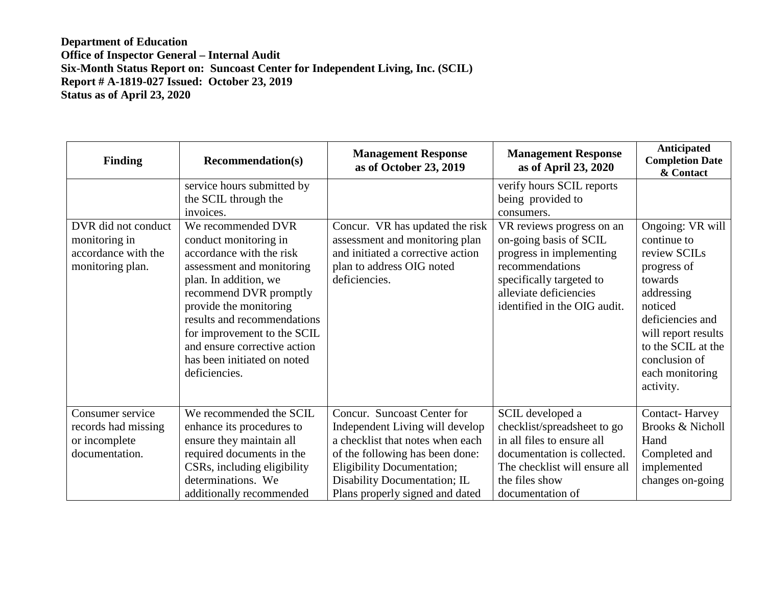**Department of Education**
**Office of Inspector General – Internal Audit**
**Six-Month Status Report on: Suncoast Center for Independent Living, Inc. (SCIL)**
**Report # A-1819-027 Issued: October 23, 2019**
**Status as of April 23, 2020**

| Finding | Recommendation(s) | Management Response as of October 23, 2019 | Management Response as of April 23, 2020 | Anticipated Completion Date & Contact |
|---|---|---|---|---|
| | service hours submitted by the SCIL through the invoices. | | verify hours SCIL reports being provided to consumers. | |
| DVR did not conduct monitoring in accordance with the monitoring plan. | We recommended DVR conduct monitoring in accordance with the risk assessment and monitoring plan. In addition, we recommend DVR promptly provide the monitoring results and recommendations for improvement to the SCIL and ensure corrective action has been initiated on noted deficiencies. | Concur. VR has updated the risk assessment and monitoring plan and initiated a corrective action plan to address OIG noted deficiencies. | VR reviews progress on an on-going basis of SCIL progress in implementing recommendations specifically targeted to alleviate deficiencies identified in the OIG audit. | Ongoing: VR will continue to review SCILs progress of towards addressing noticed deficiencies and will report results to the SCIL at the conclusion of each monitoring activity. |
| Consumer service records had missing or incomplete documentation. | We recommended the SCIL enhance its procedures to ensure they maintain all required documents in the CSRs, including eligibility determinations. We additionally recommended | Concur. Suncoast Center for Independent Living will develop a checklist that notes when each of the following has been done: Eligibility Documentation; Disability Documentation; IL Plans properly signed and dated | SCIL developed a checklist/spreadsheet to go in all files to ensure all documentation is collected. The checklist will ensure all the files show documentation of | Contact- Harvey Brooks & Nicholl Hand Completed and implemented changes on-going |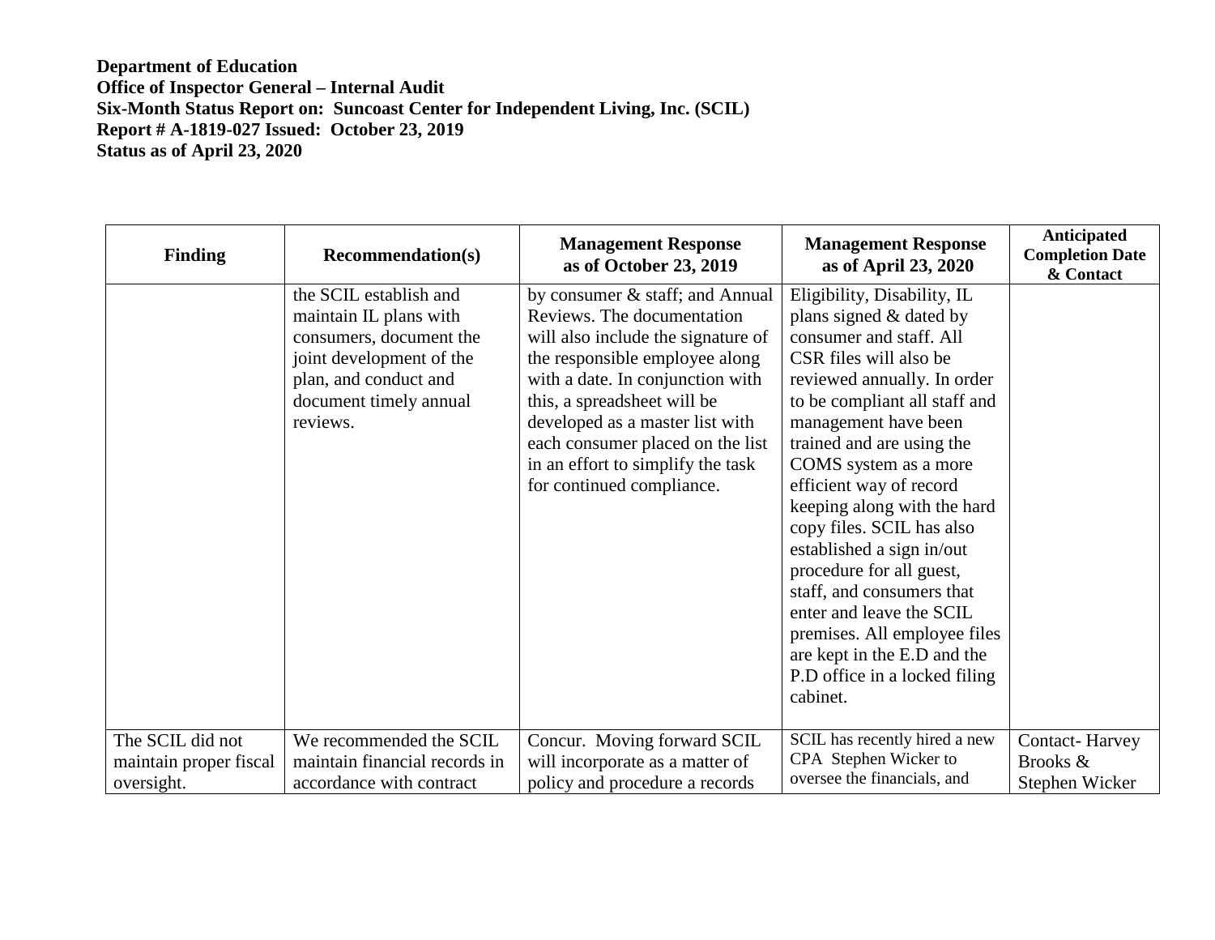**Department of Education**
**Office of Inspector General – Internal Audit**
**Six-Month Status Report on: Suncoast Center for Independent Living, Inc. (SCIL)**
**Report # A-1819-027 Issued: October 23, 2019**
**Status as of April 23, 2020**

| Finding | Recommendation(s) | Management Response as of October 23, 2019 | Management Response as of April 23, 2020 | Anticipated Completion Date & Contact |
|---|---|---|---|---|
| | the SCIL establish and maintain IL plans with consumers, document the joint development of the plan, and conduct and document timely annual reviews. | by consumer & staff; and Annual Reviews. The documentation will also include the signature of the responsible employee along with a date. In conjunction with this, a spreadsheet will be developed as a master list with each consumer placed on the list in an effort to simplify the task for continued compliance. | Eligibility, Disability, IL plans signed & dated by consumer and staff. All CSR files will also be reviewed annually. In order to be compliant all staff and management have been trained and are using the COMS system as a more efficient way of record keeping along with the hard copy files. SCIL has also established a sign in/out procedure for all guest, staff, and consumers that enter and leave the SCIL premises. All employee files are kept in the E.D and the P.D office in a locked filing cabinet. | |
| The SCIL did not maintain proper fiscal oversight. | We recommended the SCIL maintain financial records in accordance with contract | Concur. Moving forward SCIL will incorporate as a matter of policy and procedure a records | SCIL has recently hired a new CPA Stephen Wicker to oversee the financials, and | Contact- Harvey Brooks & Stephen Wicker |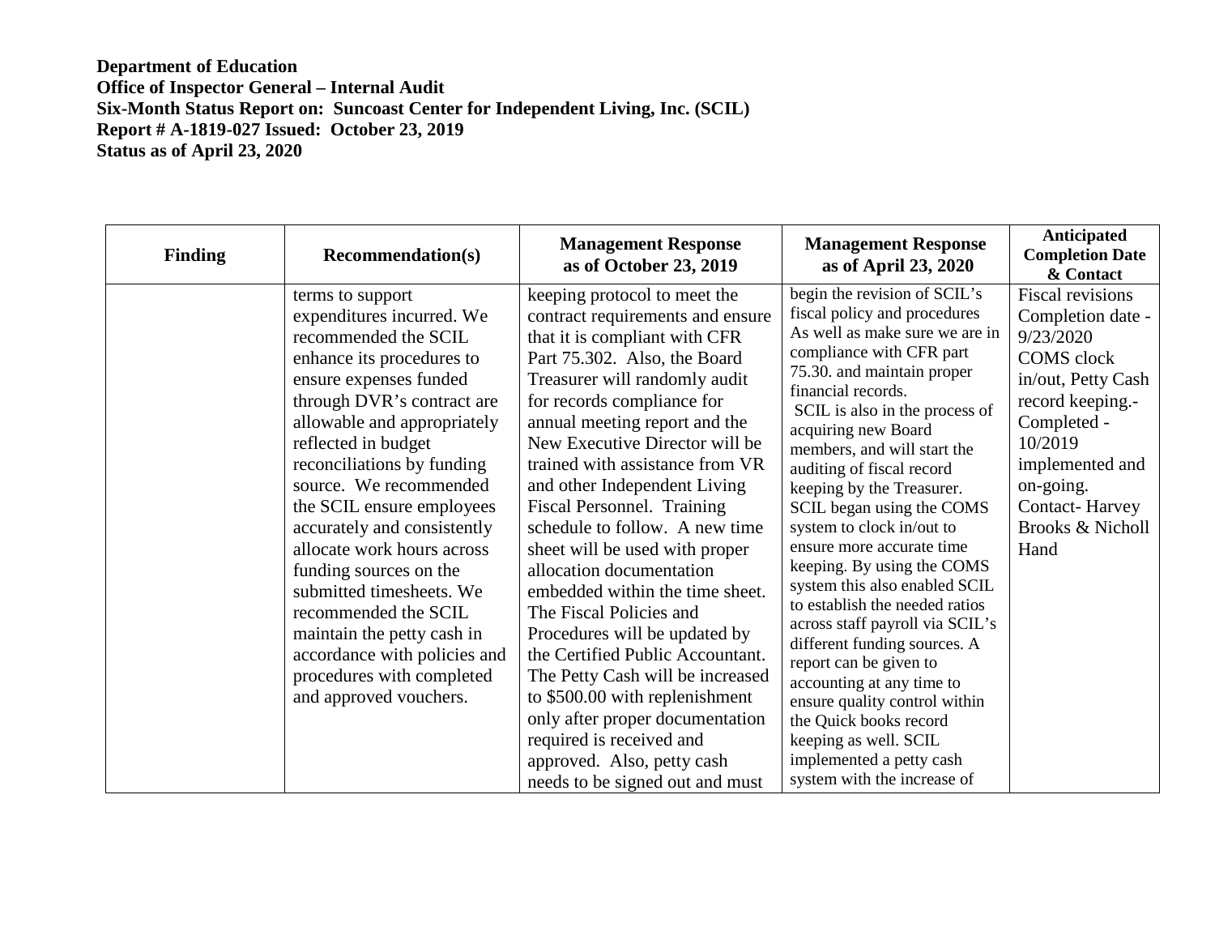**Department of Education**
**Office of Inspector General – Internal Audit**
**Six-Month Status Report on: Suncoast Center for Independent Living, Inc. (SCIL)**
**Report # A-1819-027 Issued: October 23, 2019**
**Status as of April 23, 2020**

| Finding | Recommendation(s) | Management Response as of October 23, 2019 | Management Response as of April 23, 2020 | Anticipated Completion Date & Contact |
|---|---|---|---|---|
| | terms to support expenditures incurred. We recommended the SCIL enhance its procedures to ensure expenses funded through DVR's contract are allowable and appropriately reflected in budget reconciliations by funding source. We recommended the SCIL ensure employees accurately and consistently allocate work hours across funding sources on the submitted timesheets. We recommended the SCIL maintain the petty cash in accordance with policies and procedures with completed and approved vouchers. | keeping protocol to meet the contract requirements and ensure that it is compliant with CFR Part 75.302. Also, the Board Treasurer will randomly audit for records compliance for annual meeting report and the New Executive Director will be trained with assistance from VR and other Independent Living Fiscal Personnel. Training schedule to follow. A new time sheet will be used with proper allocation documentation embedded within the time sheet. The Fiscal Policies and Procedures will be updated by the Certified Public Accountant. The Petty Cash will be increased to $500.00 with replenishment only after proper documentation required is received and approved. Also, petty cash needs to be signed out and must | begin the revision of SCIL's fiscal policy and procedures As well as make sure we are in compliance with CFR part 75.30. and maintain proper financial records. SCIL is also in the process of acquiring new Board members, and will start the auditing of fiscal record keeping by the Treasurer. SCIL began using the COMS system to clock in/out to ensure more accurate time keeping. By using the COMS system this also enabled SCIL to establish the needed ratios across staff payroll via SCIL's different funding sources. A report can be given to accounting at any time to ensure quality control within the Quick books record keeping as well. SCIL implemented a petty cash system with the increase of | Fiscal revisions Completion date - 9/23/2020 COMS clock in/out, Petty Cash record keeping.- Completed - 10/2019 implemented and on-going. Contact- Harvey Brooks & Nicholl Hand |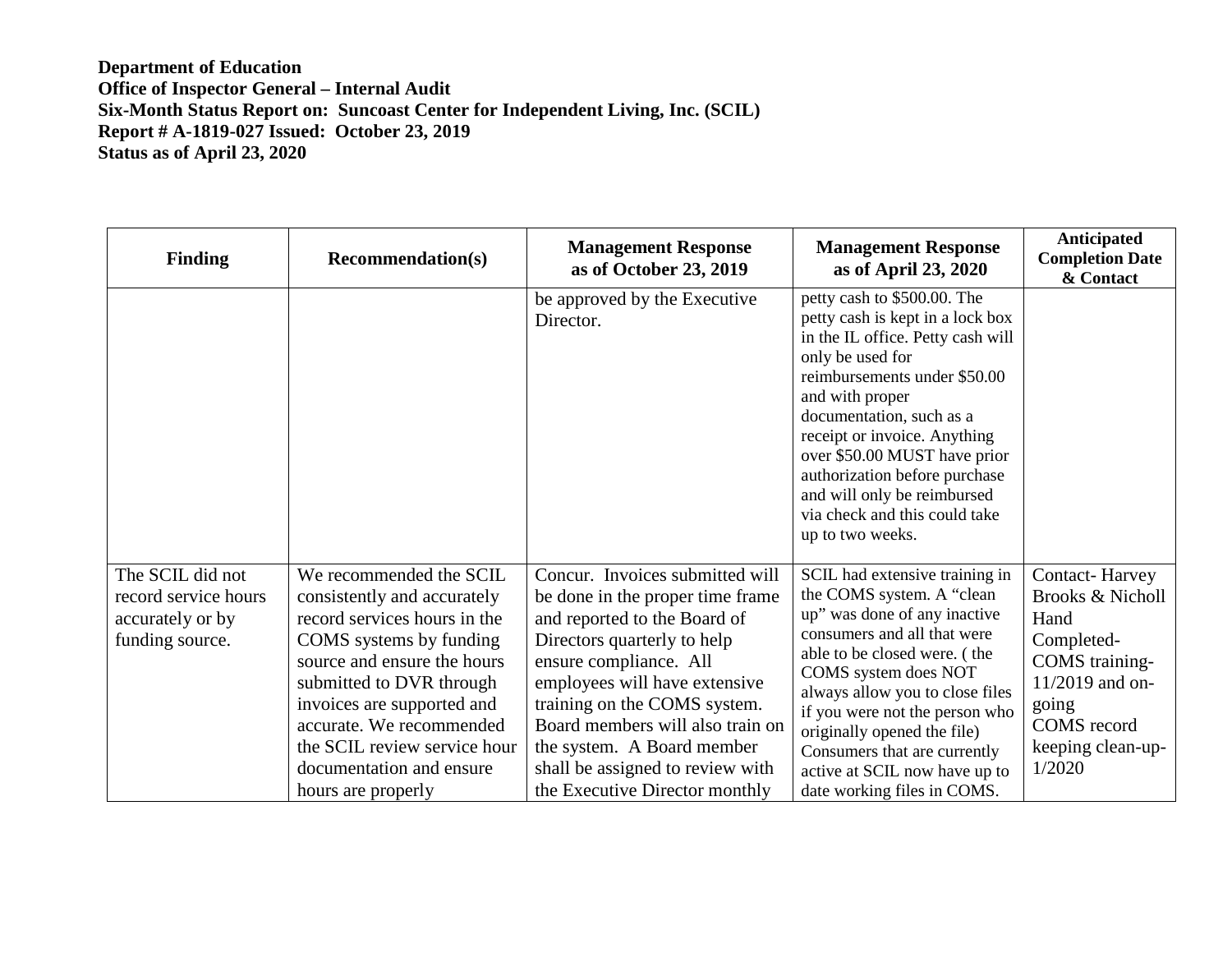**Department of Education**
**Office of Inspector General – Internal Audit**
**Six-Month Status Report on: Suncoast Center for Independent Living, Inc. (SCIL)**
**Report # A-1819-027 Issued: October 23, 2019**
**Status as of April 23, 2020**

| Finding | Recommendation(s) | Management Response as of October 23, 2019 | Management Response as of April 23, 2020 | Anticipated Completion Date & Contact |
|---|---|---|---|---|
| | | be approved by the Executive Director. | petty cash to $500.00. The petty cash is kept in a lock box in the IL office. Petty cash will only be used for reimbursements under $50.00 and with proper documentation, such as a receipt or invoice. Anything over $50.00 MUST have prior authorization before purchase and will only be reimbursed via check and this could take up to two weeks. | |
| The SCIL did not record service hours accurately or by funding source. | We recommended the SCIL consistently and accurately record services hours in the COMS systems by funding source and ensure the hours submitted to DVR through invoices are supported and accurate. We recommended the SCIL review service hour documentation and ensure hours are properly | Concur. Invoices submitted will be done in the proper time frame and reported to the Board of Directors quarterly to help ensure compliance. All employees will have extensive training on the COMS system. Board members will also train on the system. A Board member shall be assigned to review with the Executive Director monthly | SCIL had extensive training in the COMS system. A "clean up" was done of any inactive consumers and all that were able to be closed were. ( the COMS system does NOT always allow you to close files if you were not the person who originally opened the file) Consumers that are currently active at SCIL now have up to date working files in COMS. | Contact- Harvey Brooks & Nicholl Hand<br>Completed- COMS training- 11/2019 and on-going<br>COMS record keeping clean-up- 1/2020 |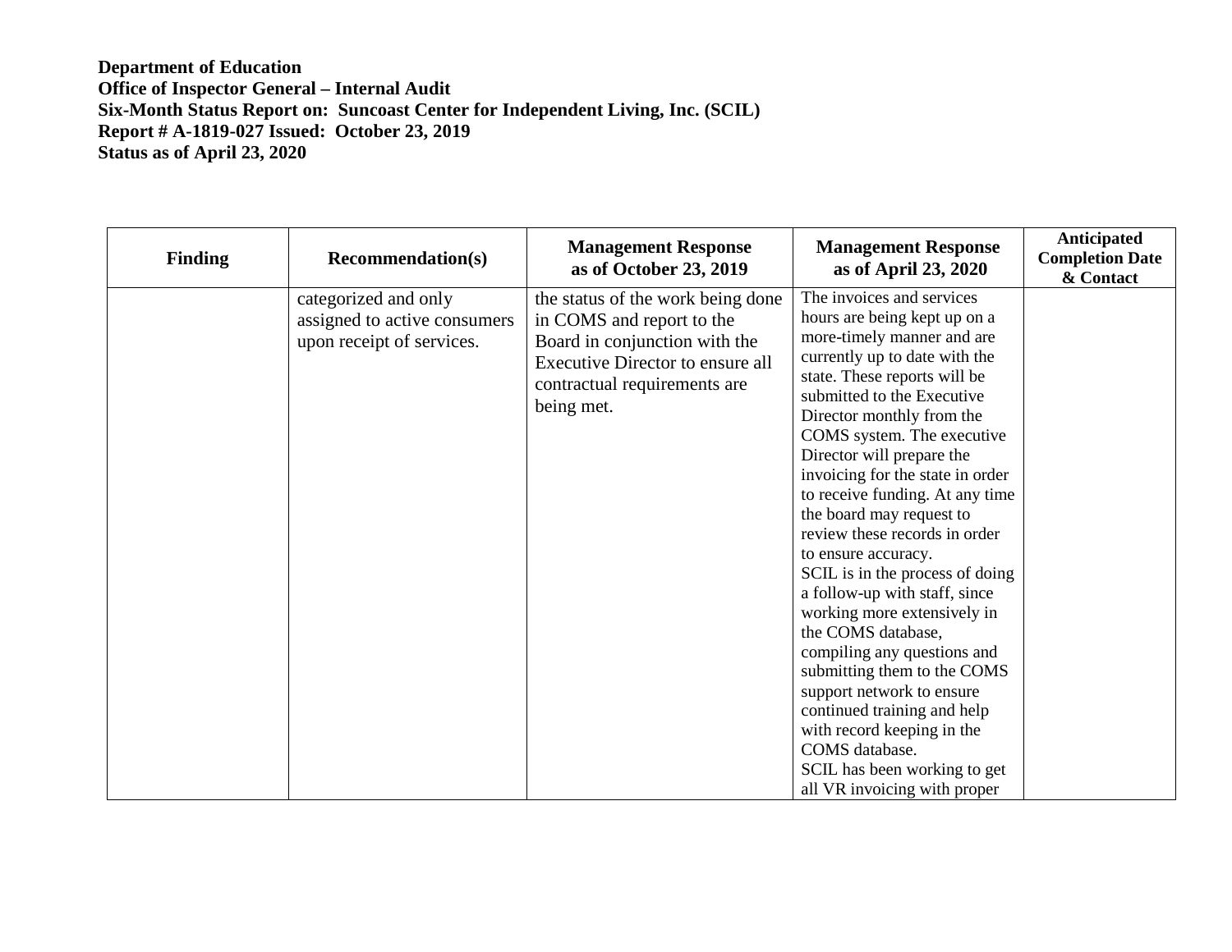**Department of Education**
**Office of Inspector General – Internal Audit**
**Six-Month Status Report on: Suncoast Center for Independent Living, Inc. (SCIL)**
**Report # A-1819-027 Issued: October 23, 2019**
**Status as of April 23, 2020**

| Finding | Recommendation(s) | Management Response as of October 23, 2019 | Management Response as of April 23, 2020 | Anticipated Completion Date & Contact |
|---|---|---|---|---|
| | categorized and only assigned to active consumers upon receipt of services. | the status of the work being done in COMS and report to the Board in conjunction with the Executive Director to ensure all contractual requirements are being met. | The invoices and services hours are being kept up on a more-timely manner and are currently up to date with the state. These reports will be submitted to the Executive Director monthly from the COMS system. The executive Director will prepare the invoicing for the state in order to receive funding. At any time the board may request to review these records in order to ensure accuracy.<br>SCIL is in the process of doing a follow-up with staff, since working more extensively in the COMS database, compiling any questions and submitting them to the COMS support network to ensure continued training and help with record keeping in the COMS database.<br>SCIL has been working to get all VR invoicing with proper | |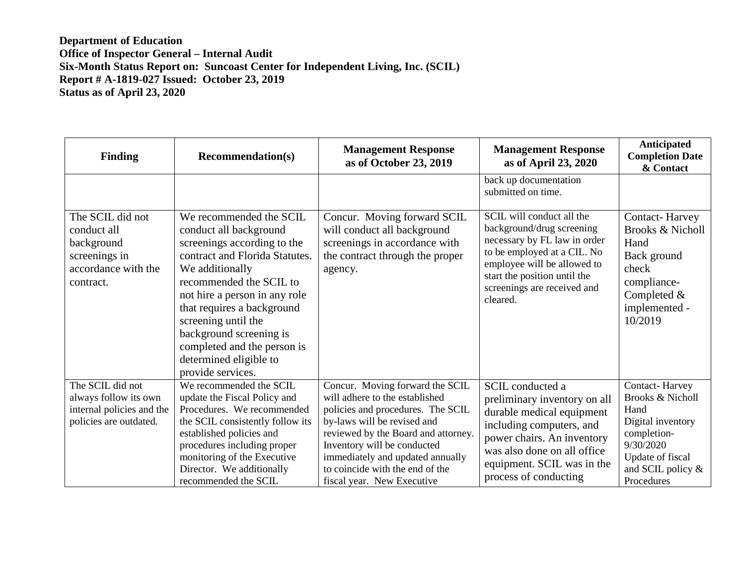**Department of Education**
**Office of Inspector General – Internal Audit**
**Six-Month Status Report on: Suncoast Center for Independent Living, Inc. (SCIL)**
**Report # A-1819-027 Issued: October 23, 2019**
**Status as of April 23, 2020**

| Finding | Recommendation(s) | Management Response as of October 23, 2019 | Management Response as of April 23, 2020 | Anticipated Completion Date & Contact |
|---|---|---|---|---|
| | | | back up documentation submitted on time. | |
| The SCIL did not conduct all background screenings in accordance with the contract. | We recommended the SCIL conduct all background screenings according to the contract and Florida Statutes. We additionally recommended the SCIL to not hire a person in any role that requires a background screening until the background screening is completed and the person is determined eligible to provide services. | Concur. Moving forward SCIL will conduct all background screenings in accordance with the contract through the proper agency. | SCIL will conduct all the background/drug screening necessary by FL law in order to be employed at a CIL. No employee will be allowed to start the position until the screenings are received and cleared. | Contact- Harvey Brooks & Nicholl Hand<br>Back ground check compliance- Completed & implemented - 10/2019 |
| The SCIL did not always follow its own internal policies and the policies are outdated. | We recommended the SCIL update the Fiscal Policy and Procedures. We recommended the SCIL consistently follow its established policies and procedures including proper monitoring of the Executive Director. We additionally recommended the SCIL | Concur. Moving forward the SCIL will adhere to the established policies and procedures. The SCIL by-laws will be revised and reviewed by the Board and attorney. Inventory will be conducted immediately and updated annually to coincide with the end of the fiscal year. New Executive | SCIL conducted a preliminary inventory on all durable medical equipment including computers, and power chairs. An inventory was also done on all office equipment. SCIL was in the process of conducting | Contact- Harvey Brooks & Nicholl Hand<br>Digital inventory completion- 9/30/2020<br>Update of fiscal and SCIL policy & Procedures |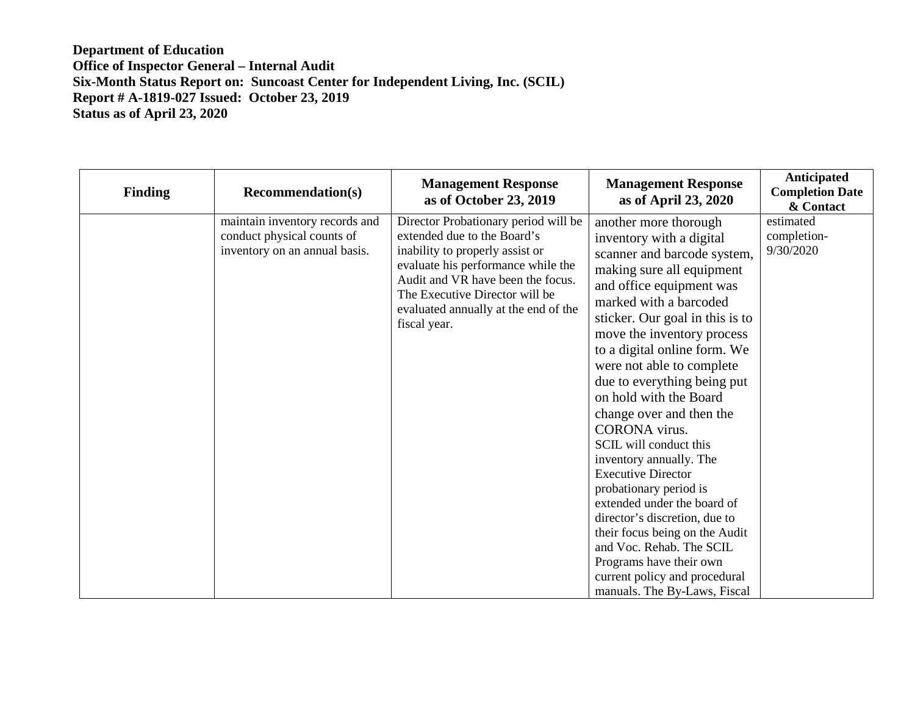**Department of Education**
**Office of Inspector General – Internal Audit**
**Six-Month Status Report on: Suncoast Center for Independent Living, Inc. (SCIL)**
**Report # A-1819-027 Issued: October 23, 2019**
**Status as of April 23, 2020**

| Finding | Recommendation(s) | Management Response as of October 23, 2019 | Management Response as of April 23, 2020 | Anticipated Completion Date & Contact |
|---|---|---|---|---|
| | maintain inventory records and conduct physical counts of inventory on an annual basis. | Director Probationary period will be extended due to the Board's inability to properly assist or evaluate his performance while the Audit and VR have been the focus. The Executive Director will be evaluated annually at the end of the fiscal year. | another more thorough inventory with a digital scanner and barcode system, making sure all equipment and office equipment was marked with a barcoded sticker. Our goal in this is to move the inventory process to a digital online form. We were not able to complete due to everything being put on hold with the Board change over and then the CORONA virus. SCIL will conduct this inventory annually. The Executive Director probationary period is extended under the board of director's discretion, due to their focus being on the Audit and Voc. Rehab. The SCIL Programs have their own current policy and procedural manuals. The By-Laws, Fiscal | estimated completion- 9/30/2020 |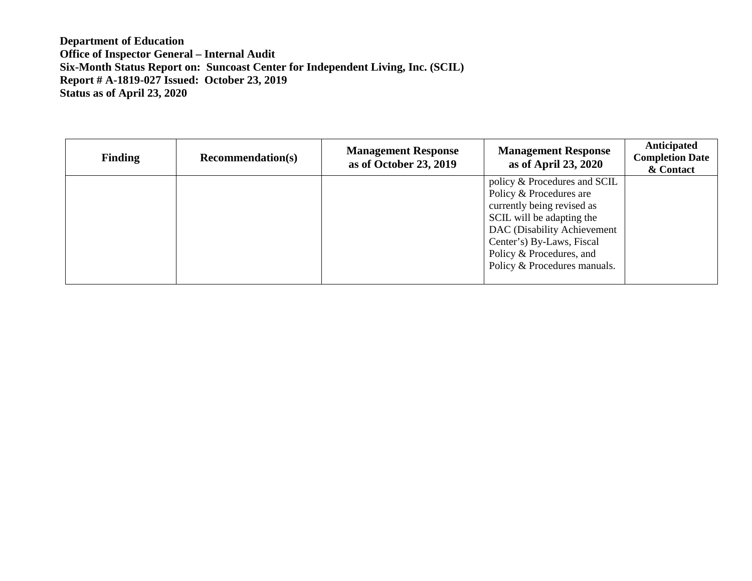**Department of Education**
**Office of Inspector General – Internal Audit**
**Six-Month Status Report on: Suncoast Center for Independent Living, Inc. (SCIL)**
**Report # A-1819-027 Issued: October 23, 2019**
**Status as of April 23, 2020**

| Finding | Recommendation(s) | Management Response as of October 23, 2019 | Management Response as of April 23, 2020 | Anticipated Completion Date & Contact |
|---|---|---|---|---|
| | | | policy & Procedures and SCIL Policy & Procedures are currently being revised as SCIL will be adapting the DAC (Disability Achievement Center's) By-Laws, Fiscal Policy & Procedures, and Policy & Procedures manuals. | |